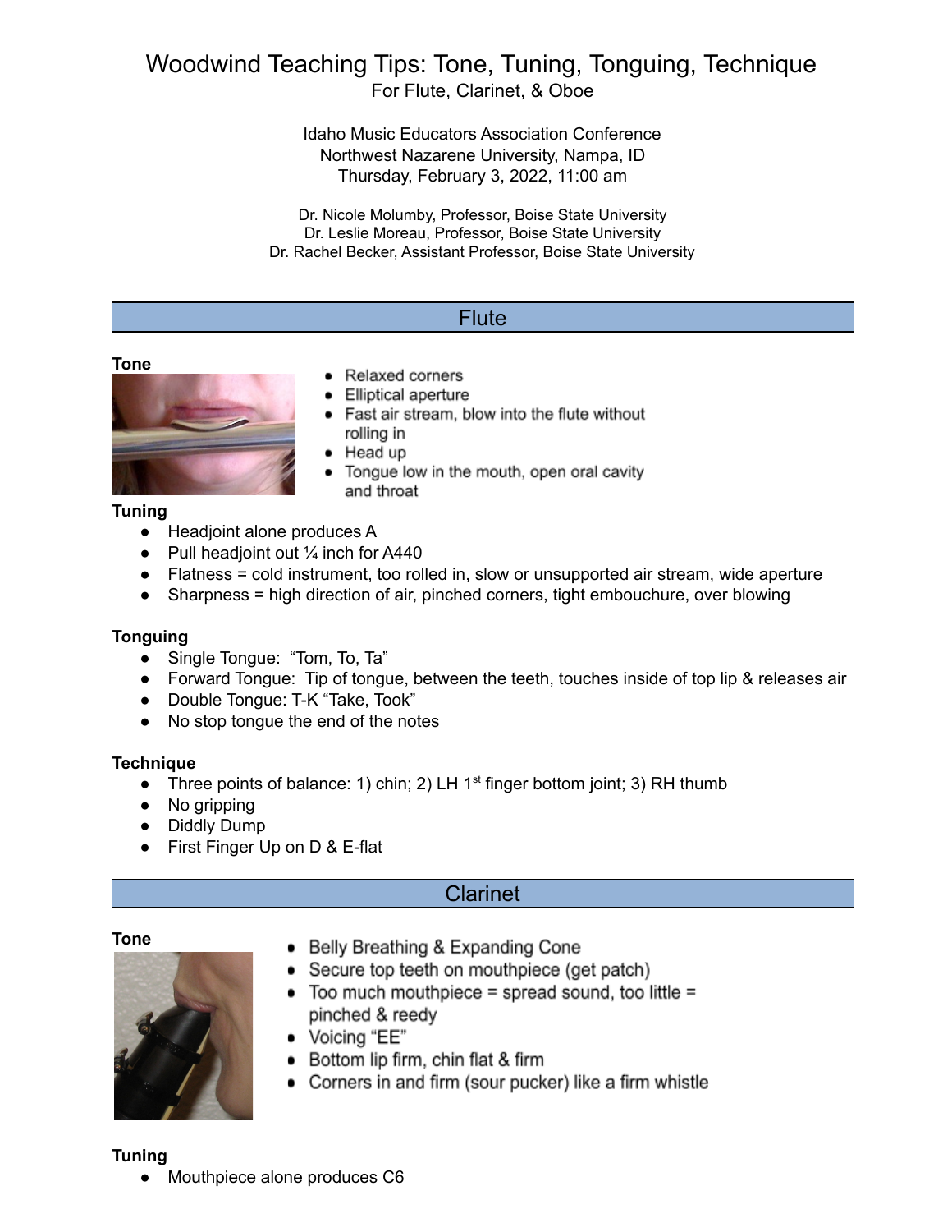# Woodwind Teaching Tips: Tone, Tuning, Tonguing, Technique

For Flute, Clarinet, & Oboe

Idaho Music Educators Association Conference
Northwest Nazarene University, Nampa, ID
Thursday, February 3, 2022, 11:00 am

Dr. Nicole Molumby, Professor, Boise State University
Dr. Leslie Moreau, Professor, Boise State University
Dr. Rachel Becker, Assistant Professor, Boise State University

## Flute

**Tone**

- Relaxed corners
- Elliptical aperture
- Fast air stream, blow into the flute without rolling in
- Head up
- Tongue low in the mouth, open oral cavity and throat

**Tuning**

- Headjoint alone produces A
- Pull headjoint out ¼ inch for A440
- Flatness = cold instrument, too rolled in, slow or unsupported air stream, wide aperture
- Sharpness = high direction of air, pinched corners, tight embouchure, over blowing

**Tonguing**

- Single Tongue: "Tom, To, Ta"
- Forward Tongue: Tip of tongue, between the teeth, touches inside of top lip & releases air
- Double Tongue: T-K "Take, Took"
- No stop tongue the end of the notes

**Technique**

- Three points of balance: 1) chin; 2) LH 1st finger bottom joint; 3) RH thumb
- No gripping
- Diddly Dump
- First Finger Up on D & E-flat

## Clarinet

**Tone**

- Belly Breathing & Expanding Cone
- Secure top teeth on mouthpiece (get patch)
- Too much mouthpiece = spread sound, too little = pinched & reedy
- Voicing "EE"
- Bottom lip firm, chin flat & firm
- Corners in and firm (sour pucker) like a firm whistle

**Tuning**

- Mouthpiece alone produces C6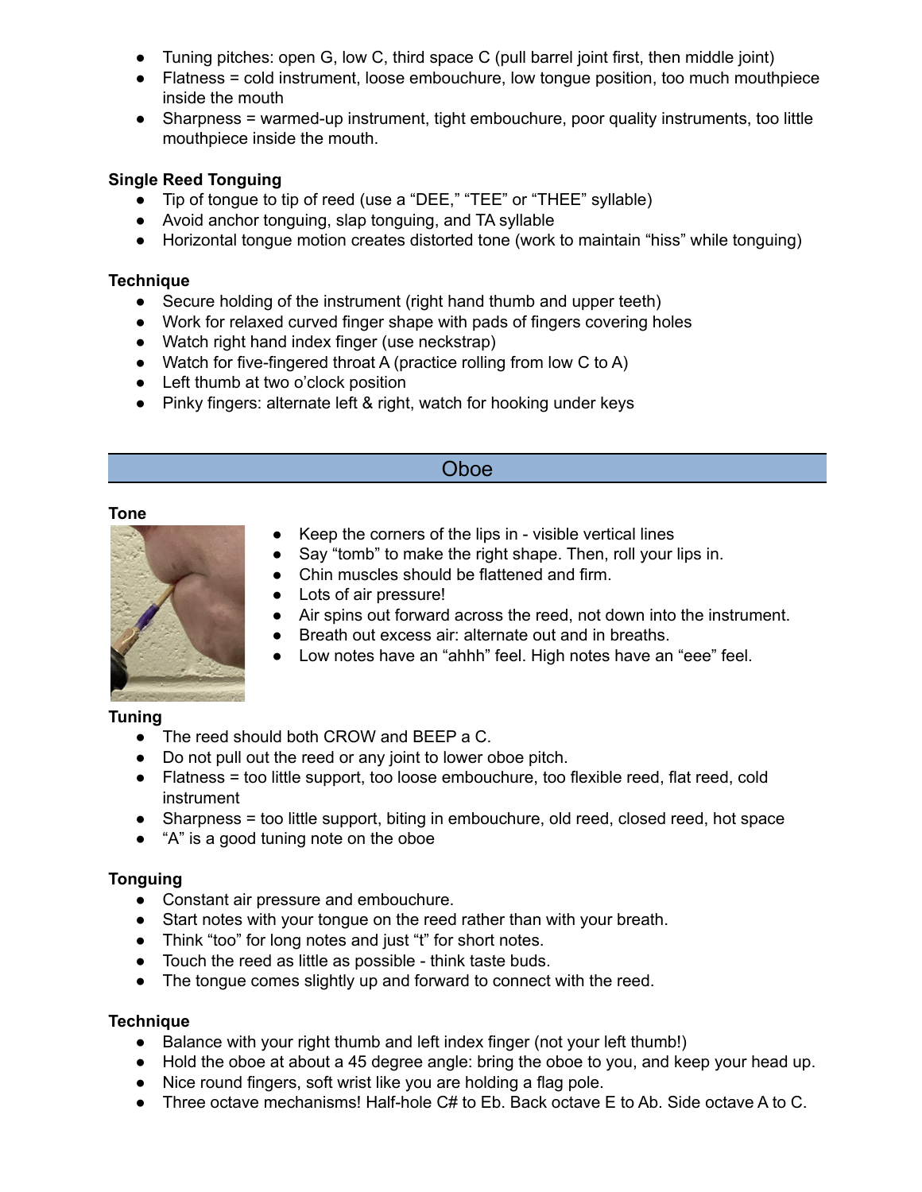- Tuning pitches: open G, low C, third space C (pull barrel joint first, then middle joint)
- Flatness = cold instrument, loose embouchure, low tongue position, too much mouthpiece inside the mouth
- Sharpness = warmed-up instrument, tight embouchure, poor quality instruments, too little mouthpiece inside the mouth.

**Single Reed Tonguing**

- Tip of tongue to tip of reed (use a "DEE," "TEE" or "THEE" syllable)
- Avoid anchor tonguing, slap tonguing, and TA syllable
- Horizontal tongue motion creates distorted tone (work to maintain "hiss" while tonguing)

**Technique**

- Secure holding of the instrument (right hand thumb and upper teeth)
- Work for relaxed curved finger shape with pads of fingers covering holes
- Watch right hand index finger (use neckstrap)
- Watch for five-fingered throat A (practice rolling from low C to A)
- Left thumb at two o'clock position
- Pinky fingers: alternate left & right, watch for hooking under keys

## Oboe

**Tone**

- Keep the corners of the lips in - visible vertical lines
- Say "tomb" to make the right shape. Then, roll your lips in.
- Chin muscles should be flattened and firm.
- Lots of air pressure!
- Air spins out forward across the reed, not down into the instrument.
- Breath out excess air: alternate out and in breaths.
- Low notes have an "ahhh" feel. High notes have an "eee" feel.

**Tuning**

- The reed should both CROW and BEEP a C.
- Do not pull out the reed or any joint to lower oboe pitch.
- Flatness = too little support, too loose embouchure, too flexible reed, flat reed, cold instrument
- Sharpness = too little support, biting in embouchure, old reed, closed reed, hot space
- "A" is a good tuning note on the oboe

**Tonguing**

- Constant air pressure and embouchure.
- Start notes with your tongue on the reed rather than with your breath.
- Think "too" for long notes and just "t" for short notes.
- Touch the reed as little as possible - think taste buds.
- The tongue comes slightly up and forward to connect with the reed.

**Technique**

- Balance with your right thumb and left index finger (not your left thumb!)
- Hold the oboe at about a 45 degree angle: bring the oboe to you, and keep your head up.
- Nice round fingers, soft wrist like you are holding a flag pole.
- Three octave mechanisms! Half-hole C# to Eb. Back octave E to Ab. Side octave A to C.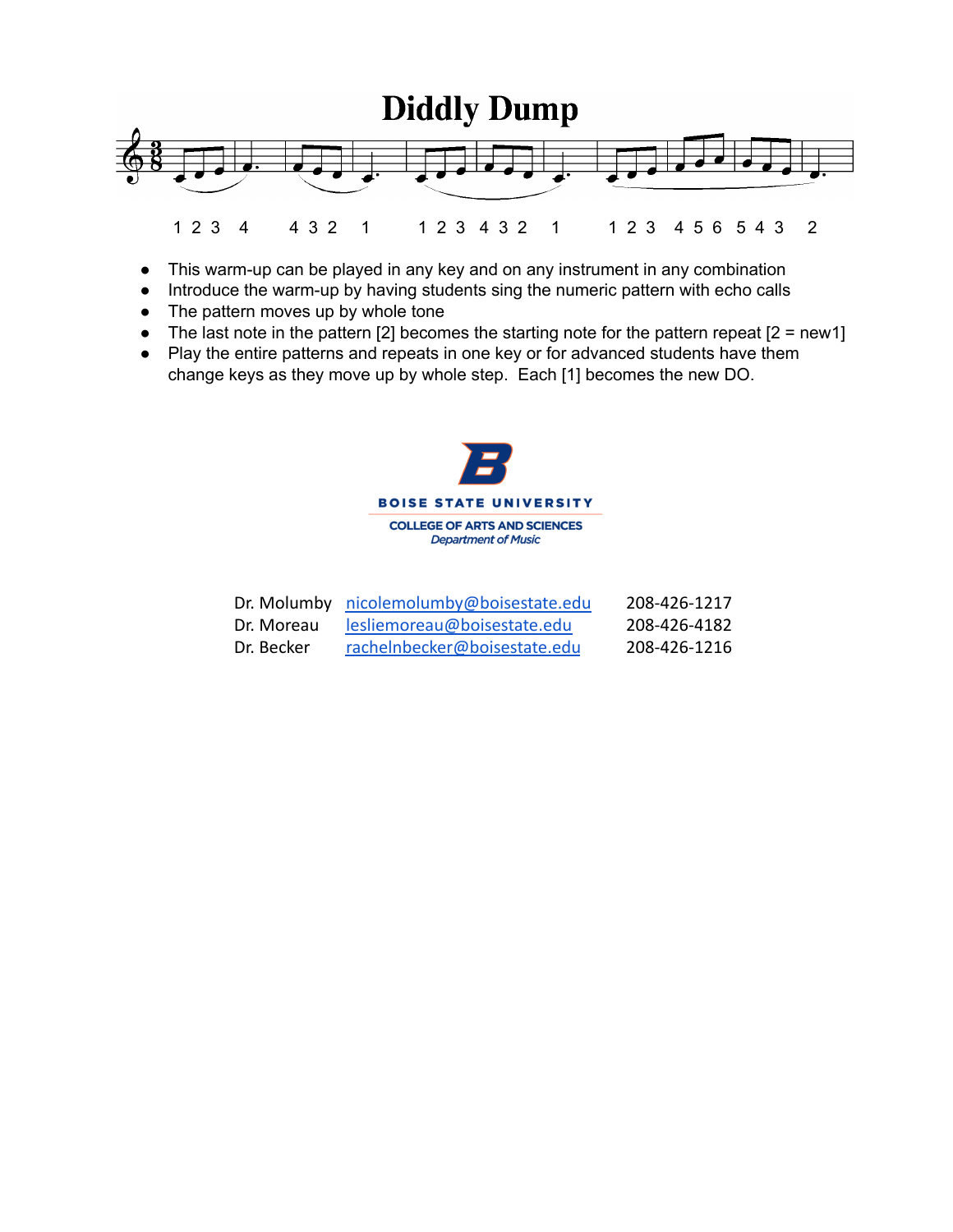# Diddly Dump

1 2 3 4 4 3 2 1 1 2 3 4 3 2 1 1 2 3 4 5 6 5 4 3 2

- This warm-up can be played in any key and on any instrument in any combination
- Introduce the warm-up by having students sing the numeric pattern with echo calls
- The pattern moves up by whole tone
- The last note in the pattern [2] becomes the starting note for the pattern repeat [2 = new1]
- Play the entire patterns and repeats in one key or for advanced students have them change keys as they move up by whole step. Each [1] becomes the new DO.

BOISE STATE UNIVERSITY
COLLEGE OF ARTS AND SCIENCES
*Department of Music*

| | | |
|---|---|---|
| Dr. Molumby | nicolemolumby@boisestate.edu | 208-426-1217 |
| Dr. Moreau | lesliemoreau@boisestate.edu | 208-426-4182 |
| Dr. Becker | rachelnbecker@boisestate.edu | 208-426-1216 |